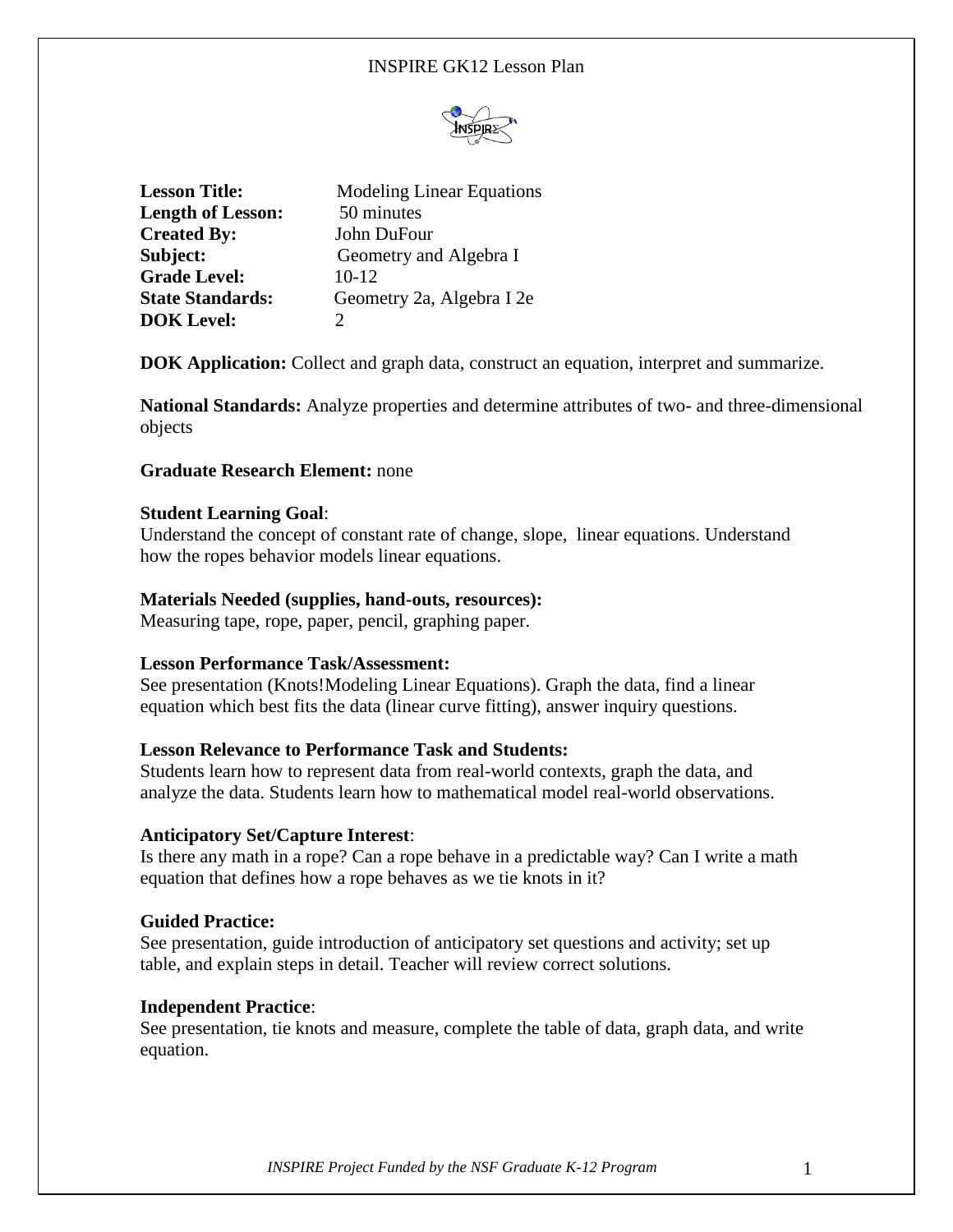INSPIRE GK12 Lesson Plan

**Lesson Title:** Modeling Linear Equations
**Length of Lesson:** 50 minutes
**Created By:** John DuFour
**Subject:** Geometry and Algebra I
**Grade Level:** 10-12
**State Standards:** Geometry 2a, Algebra I 2e
**DOK Level:** 2

**DOK Application:** Collect and graph data, construct an equation, interpret and summarize.

**National Standards:** Analyze properties and determine attributes of two- and three-dimensional objects

**Graduate Research Element:** none

**Student Learning Goal**:
Understand the concept of constant rate of change, slope, linear equations. Understand how the ropes behavior models linear equations.

**Materials Needed (supplies, hand-outs, resources):**
Measuring tape, rope, paper, pencil, graphing paper.

**Lesson Performance Task/Assessment:**
See presentation (Knots!Modeling Linear Equations). Graph the data, find a linear equation which best fits the data (linear curve fitting), answer inquiry questions.

**Lesson Relevance to Performance Task and Students:**
Students learn how to represent data from real-world contexts, graph the data, and analyze the data. Students learn how to mathematical model real-world observations.

**Anticipatory Set/Capture Interest**:
Is there any math in a rope? Can a rope behave in a predictable way? Can I write a math equation that defines how a rope behaves as we tie knots in it?

**Guided Practice:**
See presentation, guide introduction of anticipatory set questions and activity; set up table, and explain steps in detail. Teacher will review correct solutions.

**Independent Practice**:
See presentation, tie knots and measure, complete the table of data, graph data, and write equation.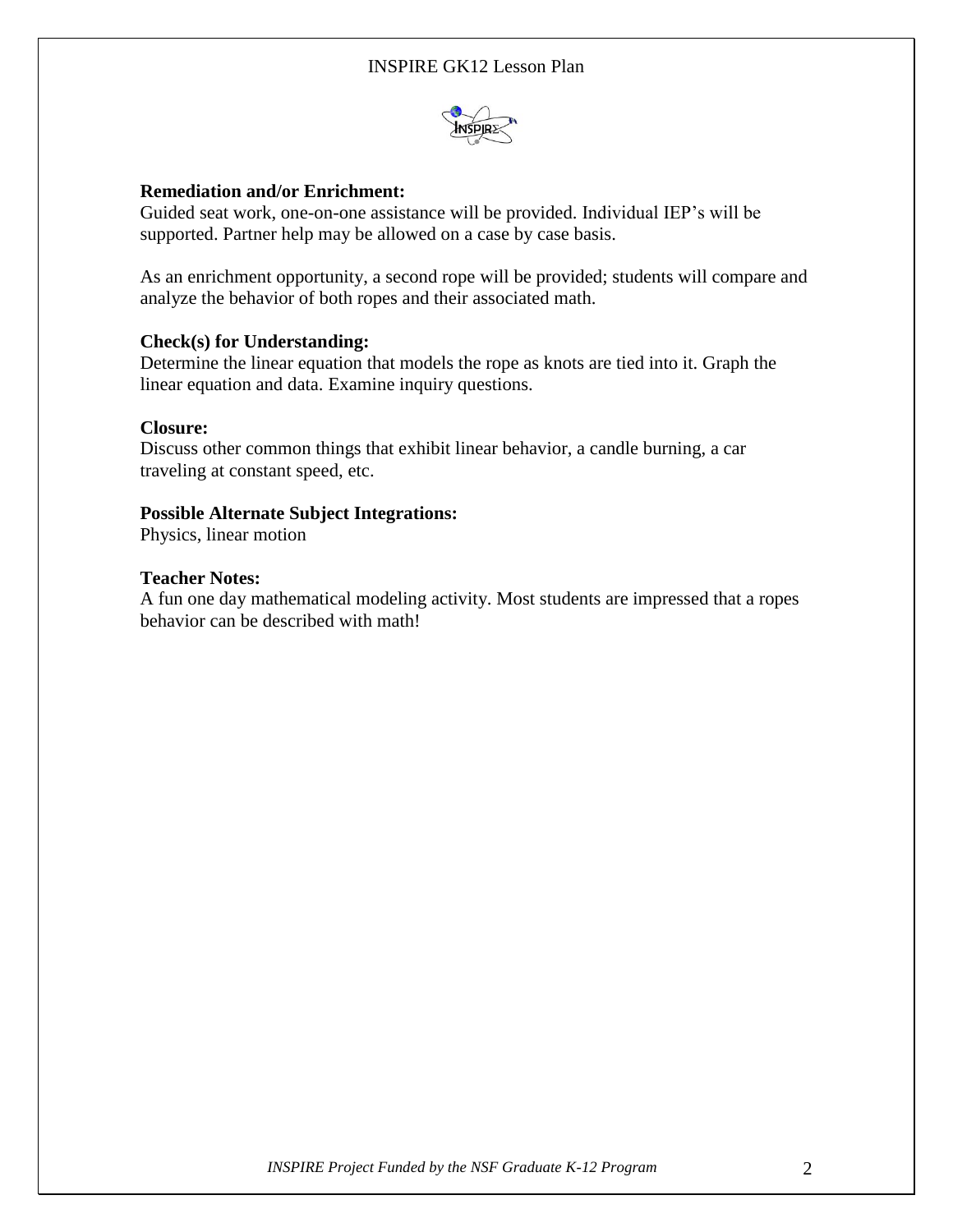**Remediation and/or Enrichment:**
Guided seat work, one-on-one assistance will be provided. Individual IEP's will be supported. Partner help may be allowed on a case by case basis.

As an enrichment opportunity, a second rope will be provided; students will compare and analyze the behavior of both ropes and their associated math.

**Check(s) for Understanding:**
Determine the linear equation that models the rope as knots are tied into it. Graph the linear equation and data. Examine inquiry questions.

**Closure:**
Discuss other common things that exhibit linear behavior, a candle burning, a car traveling at constant speed, etc.

**Possible Alternate Subject Integrations:**
Physics, linear motion

**Teacher Notes:**
A fun one day mathematical modeling activity. Most students are impressed that a ropes behavior can be described with math!